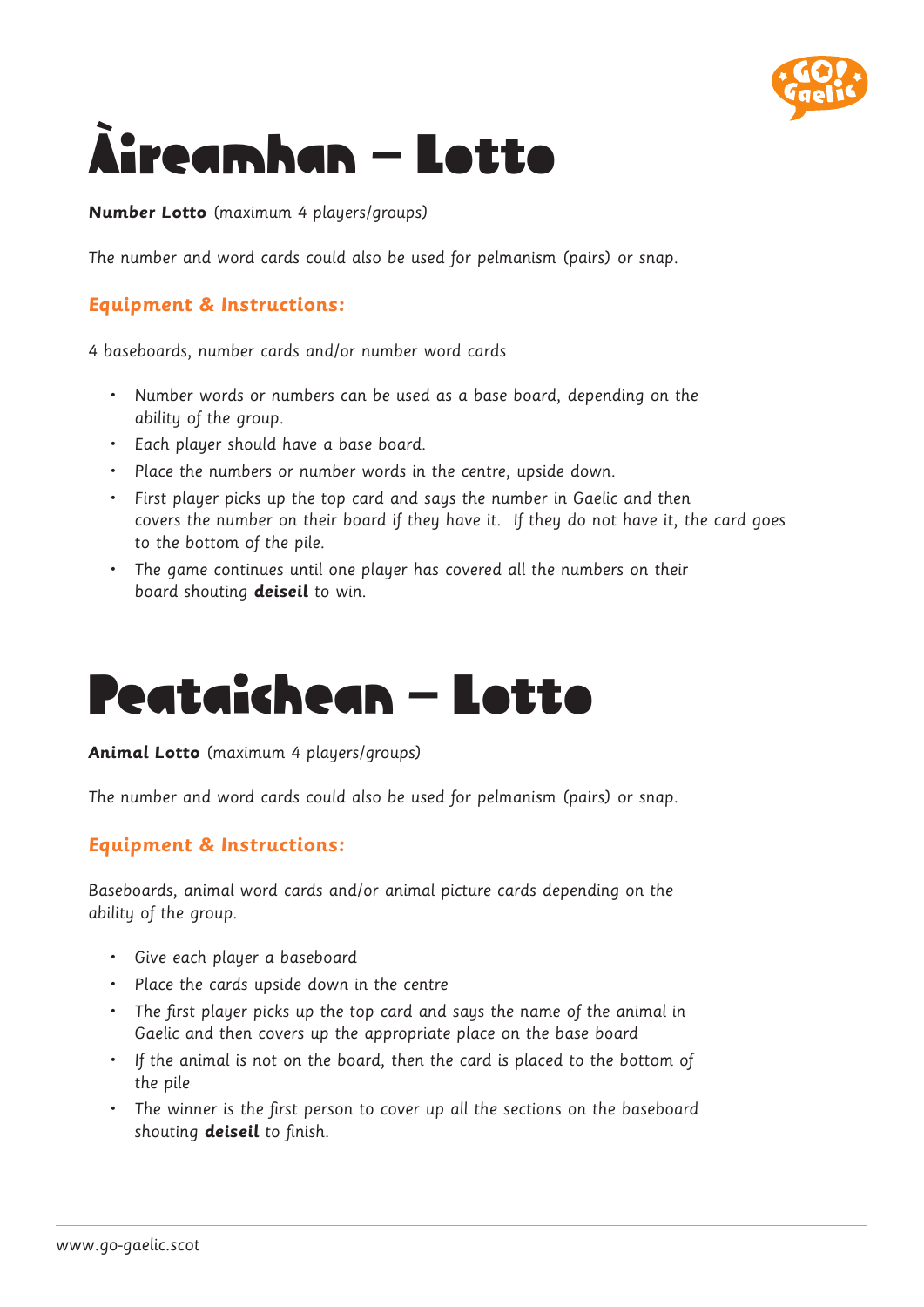# Àireamhan – Lotto

**Number Lotto** (maximum 4 players/groups)

The number and word cards could also be used for pelmanism (pairs) or snap.

### Equipment & Instructions:

4 baseboards, number cards and/or number word cards

- Number words or numbers can be used as a base board, depending on the ability of the group.
- Each player should have a base board.
- Place the numbers or number words in the centre, upside down.
- First player picks up the top card and says the number in Gaelic and then covers the number on their board if they have it. If they do not have it, the card goes to the bottom of the pile.
- The game continues until one player has covered all the numbers on their board shouting **deiseil** to win.

# Peataichean – Lotto

**Animal Lotto** (maximum 4 players/groups)

The number and word cards could also be used for pelmanism (pairs) or snap.

### Equipment & Instructions:

Baseboards, animal word cards and/or animal picture cards depending on the ability of the group.

- Give each player a baseboard
- Place the cards upside down in the centre
- The first player picks up the top card and says the name of the animal in Gaelic and then covers up the appropriate place on the base board
- If the animal is not on the board, then the card is placed to the bottom of the pile
- The winner is the first person to cover up all the sections on the baseboard shouting **deiseil** to finish.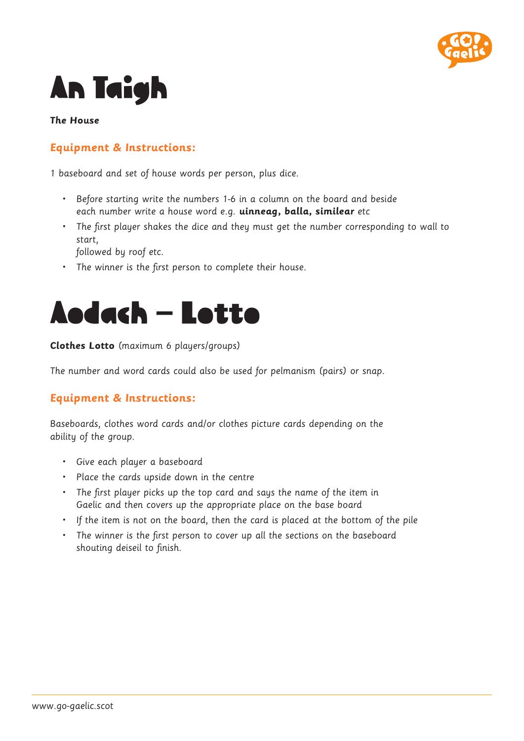# An Taigh

**The House**

### Equipment & Instructions:

1 baseboard and set of house words per person, plus dice.

- Before starting write the numbers 1-6 in a column on the board and beside each number write a house word e.g. **uinneag, balla, similear** etc
- The first player shakes the dice and they must get the number corresponding to wall to start, followed by roof etc.
- The winner is the first person to complete their house.

# Aodach – Lotto

**Clothes Lotto** (maximum 6 players/groups)

The number and word cards could also be used for pelmanism (pairs) or snap.

### Equipment & Instructions:

Baseboards, clothes word cards and/or clothes picture cards depending on the ability of the group.

- Give each player a baseboard
- Place the cards upside down in the centre
- The first player picks up the top card and says the name of the item in Gaelic and then covers up the appropriate place on the base board
- If the item is not on the board, then the card is placed at the bottom of the pile
- The winner is the first person to cover up all the sections on the baseboard shouting deiseil to finish.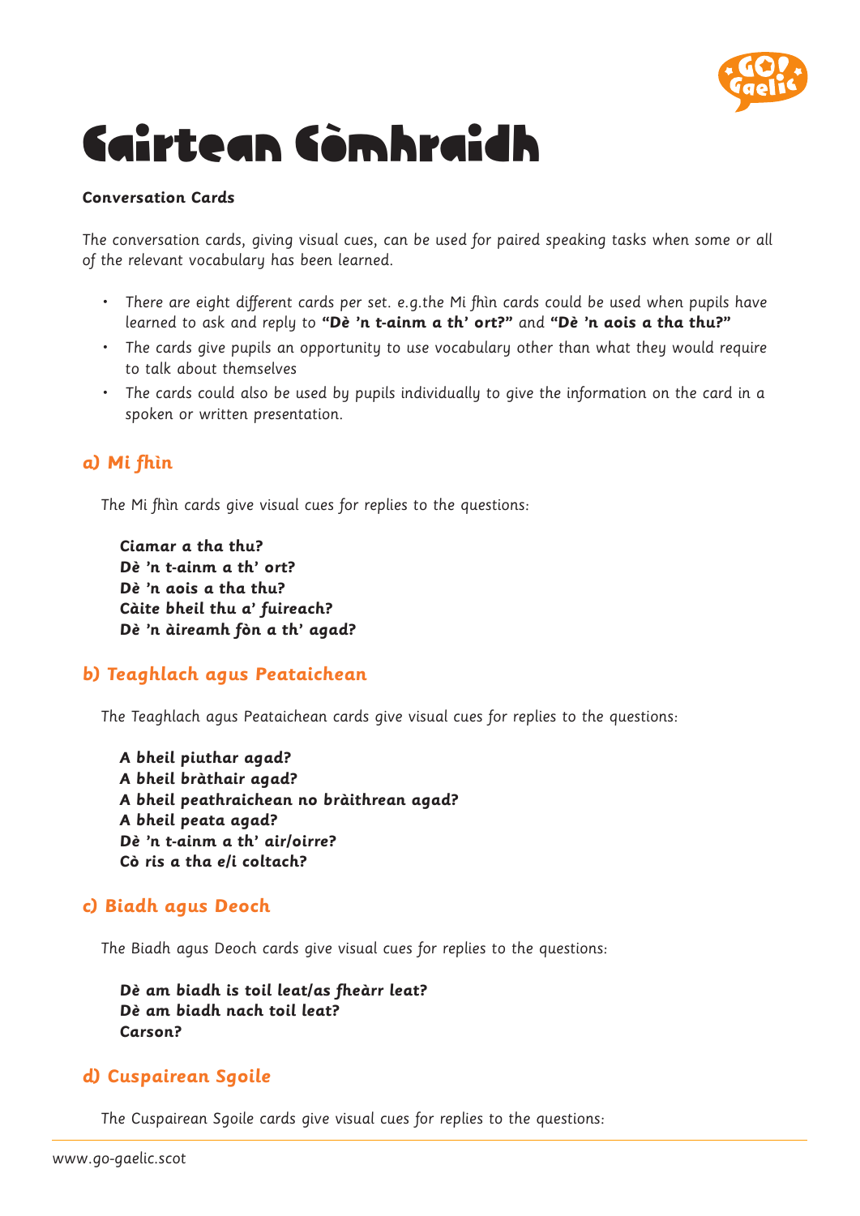# Cairtean Còmhraidh

**Conversation Cards**

*The conversation cards, giving visual cues, can be used for paired speaking tasks when some or all of the relevant vocabulary has been learned.*

- *There are eight different cards per set. e.g.the Mi fhìn cards could be used when pupils have learned to ask and reply to* **"Dè 'n t-ainm a th' ort?"** *and* **"Dè 'n aois a tha thu?"**
- *The cards give pupils an opportunity to use vocabulary other than what they would require to talk about themselves*
- *The cards could also be used by pupils individually to give the information on the card in a spoken or written presentation.*

## a) Mi fhìn

*The Mi fhìn cards give visual cues for replies to the questions:*

**Ciamar a tha thu?**
**Dè 'n t-ainm a th' ort?**
**Dè 'n aois a tha thu?**
**Càite bheil thu a' fuireach?**
**Dè 'n àireamh fòn a th' agad?**

## b) Teaghlach agus Peataichean

*The Teaghlach agus Peataichean cards give visual cues for replies to the questions:*

**A bheil piuthar agad?**
**A bheil bràthair agad?**
**A bheil peathraichean no bràithrean agad?**
**A bheil peata agad?**
**Dè 'n t-ainm a th' air/oirre?**
**Cò ris a tha e/i coltach?**

## c) Biadh agus Deoch

*The Biadh agus Deoch cards give visual cues for replies to the questions:*

**Dè am biadh is toil leat/as fheàrr leat?**
**Dè am biadh nach toil leat?**
**Carson?**

## d) Cuspairean Sgoile

*The Cuspairean Sgoile cards give visual cues for replies to the questions:*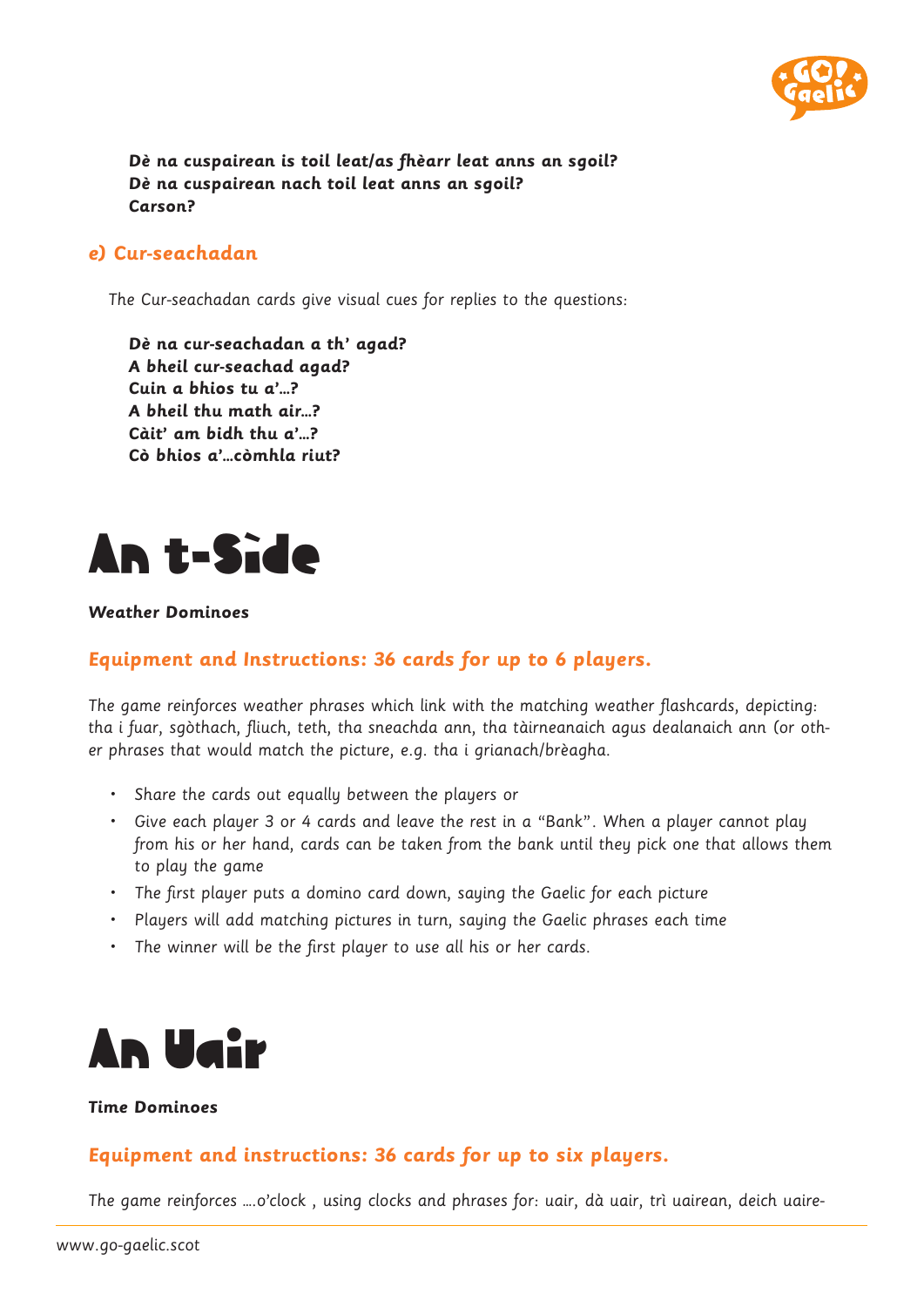**Dè na cuspairean is toil leat/as fhèarr leat anns an sgoil?**
**Dè na cuspairean nach toil leat anns an sgoil?**
**Carson?**

### e) Cur-seachadan

*The Cur-seachadan cards give visual cues for replies to the questions:*

**Dè na cur-seachadan a th' agad?**
**A bheil cur-seachad agad?**
**Cuin a bhios tu a'...?**
**A bheil thu math air...?**
**Càit' am bidh thu a'...?**
**Cò bhios a'...còmhla riut?**

# An t-Sìde

**Weather Dominoes**

### Equipment and Instructions: 36 cards for up to 6 players.

The game reinforces weather phrases which link with the matching weather flashcards, depicting: tha i fuar, sgòthach, fliuch, teth, tha sneachda ann, tha tàirneanaich agus dealanaich ann (or other phrases that would match the picture, e.g. tha i grianach/brèagha.

- Share the cards out equally between the players or
- Give each player 3 or 4 cards and leave the rest in a "Bank". When a player cannot play from his or her hand, cards can be taken from the bank until they pick one that allows them to play the game
- The first player puts a domino card down, saying the Gaelic for each picture
- Players will add matching pictures in turn, saying the Gaelic phrases each time
- The winner will be the first player to use all his or her cards.

# An Uair

**Time Dominoes**

### Equipment and instructions: 36 cards for up to six players.

The game reinforces ....o'clock , using clocks and phrases for: uair, dà uair, trì uairean, deich uaire-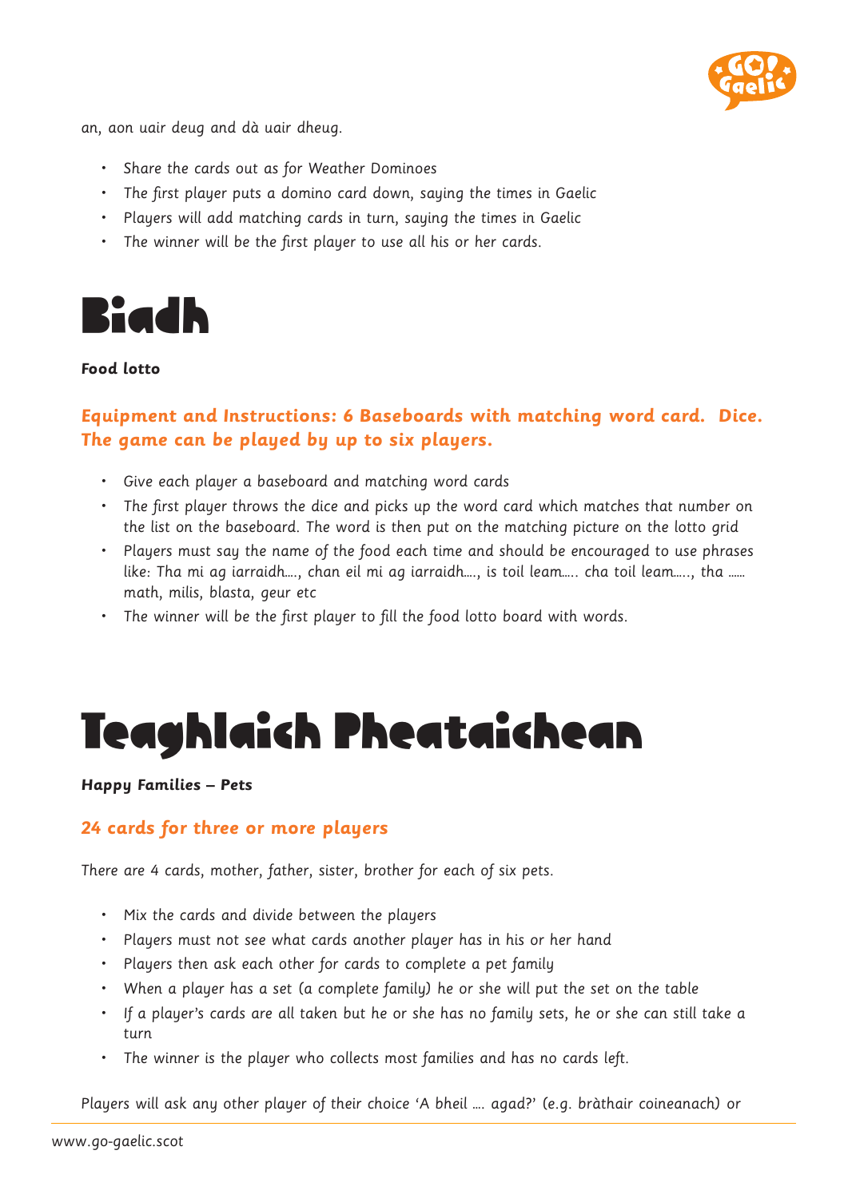an, aon uair deug and dà uair dheug.

- Share the cards out as for Weather Dominoes
- The first player puts a domino card down, saying the times in Gaelic
- Players will add matching cards in turn, saying the times in Gaelic
- The winner will be the first player to use all his or her cards.

# Biadh

**Food lotto**

### Equipment and Instructions: 6 Baseboards with matching word card. Dice. The game can be played by up to six players.

- Give each player a baseboard and matching word cards
- The first player throws the dice and picks up the word card which matches that number on the list on the baseboard. The word is then put on the matching picture on the lotto grid
- Players must say the name of the food each time and should be encouraged to use phrases like: Tha mi ag iarraidh...., chan eil mi ag iarraidh...., is toil leam..... cha toil leam....., tha ...... math, milis, blasta, geur etc
- The winner will be the first player to fill the food lotto board with words.

# Teaghlaich Pheataichean

**Happy Families – Pets**

### 24 cards for three or more players

There are 4 cards, mother, father, sister, brother for each of six pets.

- Mix the cards and divide between the players
- Players must not see what cards another player has in his or her hand
- Players then ask each other for cards to complete a pet family
- When a player has a set (a complete family) he or she will put the set on the table
- If a player's cards are all taken but he or she has no family sets, he or she can still take a turn
- The winner is the player who collects most families and has no cards left.

Players will ask any other player of their choice 'A bheil .... agad?' (e.g. bràthair coineanach) or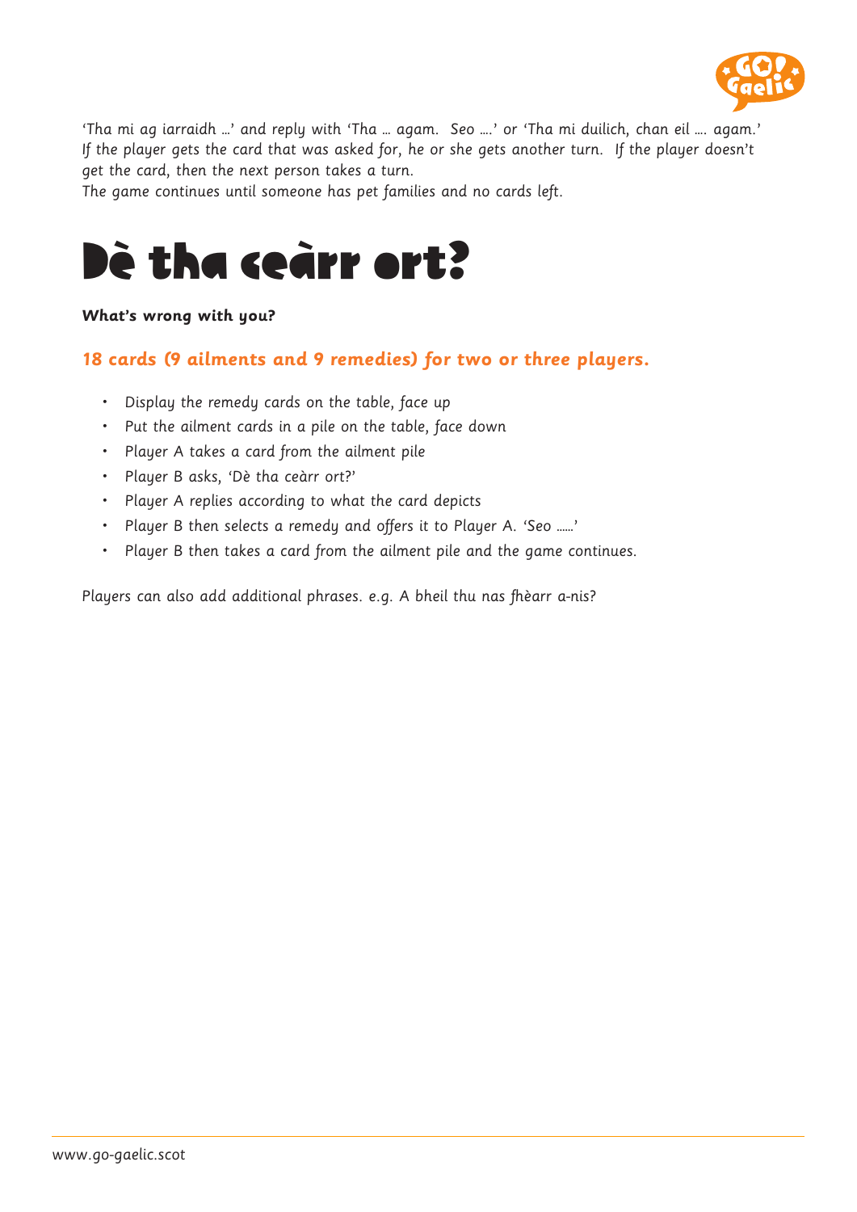'Tha mi ag iarraidh ...' and reply with 'Tha ... agam. Seo ....' or 'Tha mi duilich, chan eil .... agam.' If the player gets the card that was asked for, he or she gets another turn. If the player doesn't get the card, then the next person takes a turn.
The game continues until someone has pet families and no cards left.

# Dè tha ceàrr ort?

**What's wrong with you?**

**18 cards (9 ailments and 9 remedies) for two or three players.**

- Display the remedy cards on the table, face up
- Put the ailment cards in a pile on the table, face down
- Player A takes a card from the ailment pile
- Player B asks, 'Dè tha ceàrr ort?'
- Player A replies according to what the card depicts
- Player B then selects a remedy and offers it to Player A. 'Seo ......'
- Player B then takes a card from the ailment pile and the game continues.

Players can also add additional phrases. e.g. A bheil thu nas fhèarr a-nis?